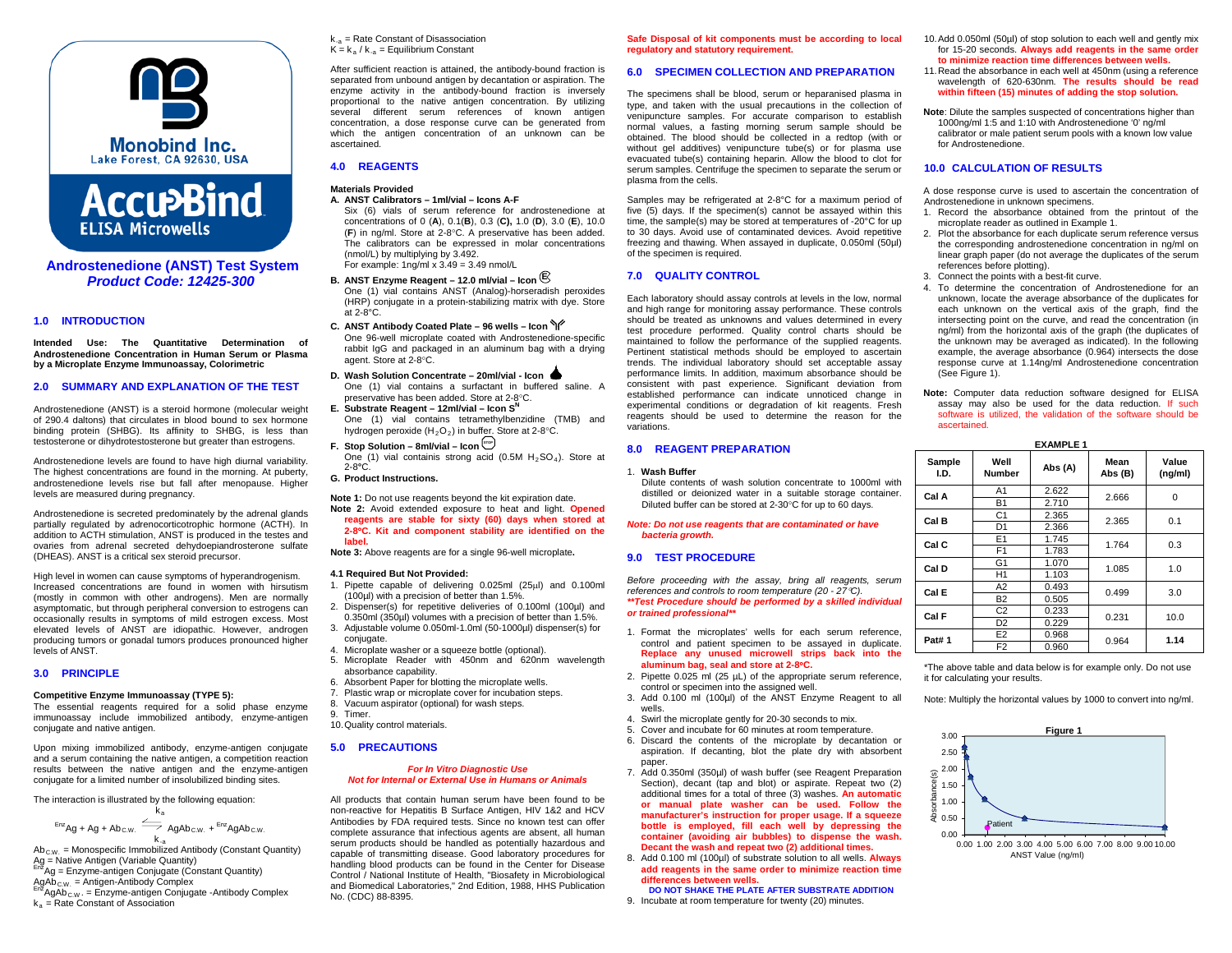Monobind Inc.
Lake Forest, CA 92630, USA

AccuBind
ELISA Microwells

# Androstenedione (ANST) Test System
***Product Code: 12425-300***

## 1.0 INTRODUCTION

**Intended Use: The Quantitative Determination of Androstenedione Concentration in Human Serum or Plasma by a Microplate Enzyme Immunoassay, Colorimetric**

## 2.0 SUMMARY AND EXPLANATION OF THE TEST

Androstenedione (ANST) is a steroid hormone (molecular weight of 290.4 daltons) that circulates in blood bound to sex hormone binding protein (SHBG). Its affinity to SHBG, is less than testosterone or dihydrotestosterone but greater than estrogens.

Androstenedione levels are found to have high diurnal variability. The highest concentrations are found in the morning. At puberty, androstenedione levels rise but fall after menopause. Higher levels are measured during pregnancy.

Androstenedione is secreted predominately by the adrenal glands partially regulated by adrenocorticotrophic hormone (ACTH). In addition to ACTH stimulation, ANST is produced in the testes and ovaries from adrenal secreted dehydoepiandrosterone sulfate (DHEAS). ANST is a critical sex steroid precursor.

High level in women can cause symptoms of hyperandrogenism. Increased concentrations are found in women with hirsutism (mostly in common with other androgens). Men are normally asymptomatic, but through peripheral conversion to estrogens can occasionally results in symptoms of mild estrogen excess. Most elevated levels of ANST are idiopathic. However, androgen producing tumors or gonadal tumors produces pronounced higher levels of ANST.

## 3.0 PRINCIPLE

**Competitive Enzyme Immunoassay (TYPE 5):**
The essential reagents required for a solid phase enzyme immunoassay include immobilized antibody, enzyme-antigen conjugate and native antigen.

Upon mixing immobilized antibody, enzyme-antigen conjugate and a serum containing the native antigen, a competition reaction results between the native antigen and the enzyme-antigen conjugate for a limited number of insolubilized binding sites.

The interaction is illustrated by the following equation:

$$^{Enz}Ag + Ag + Ab_{C.W.} \underset{k_{-a}}{\overset{k_a}{\rightleftharpoons}} AgAb_{C.W.} + {}^{Enz}AgAb_{C.W.}$$

$Ab_{C.W.}$ = Monospecific Immobilized Antibody (Constant Quantity)
$Ag$ = Native Antigen (Variable Quantity)
$^{Enz}Ag$ = Enzyme-antigen Conjugate (Constant Quantity)
$AgAb_{C.W.}$ = Antigen-Antibody Complex
$^{Enz}AgAb_{C.W.}$ = Enzyme-antigen Conjugate -Antibody Complex
$k_a$ = Rate Constant of Association
$k_{-a}$ = Rate Constant of Disassociation
$K = k_a / k_{-a}$ = Equilibrium Constant

After sufficient reaction is attained, the antibody-bound fraction is separated from unbound antigen by decantation or aspiration. The enzyme activity in the antibody-bound fraction is inversely proportional to the native antigen concentration. By utilizing several different serum references of known antigen concentration, a dose response curve can be generated from which the antigen concentration of an unknown can be ascertained.

## 4.0 REAGENTS

**Materials Provided**

**A. ANST Calibrators – 1ml/vial – Icons A-F**
Six (6) vials of serum reference for androstenedione at concentrations of 0 (**A**), 0.1(**B**), 0.3 (**C**), 1.0 (**D**), 3.0 (**E**), 10.0 (**F**) in ng/ml. Store at 2-8°C. A preservative has been added. The calibrators can be expressed in molar concentrations (nmol/L) by multiplying by 3.492.
For example: 1ng/ml x 3.49 = 3.49 nmol/L

**B. ANST Enzyme Reagent – 12.0 ml/vial – Icon E**
One (1) vial contains ANST (Analog)-horseradish peroxides (HRP) conjugate in a protein-stabilizing matrix with dye. Store at 2-8°C.

**C. ANST Antibody Coated Plate – 96 wells – Icon**
One 96-well microplate coated with Androstenedione-specific rabbit IgG and packaged in an aluminum bag with a drying agent. Store at 2-8°C.

**D. Wash Solution Concentrate – 20ml/vial - Icon**
One (1) vial contains a surfactant in buffered saline. A preservative has been added. Store at 2-8°C.

**E. Substrate Reagent – 12ml/vial – Icon $S^N$**
One (1) vial contains tetramethylbenzidine (TMB) and hydrogen peroxide ($H_2O_2$) in buffer. Store at 2-8°C.

**F. Stop Solution – 8ml/vial – Icon STOP**
One (1) vial containis strong acid (0.5M $H_2SO_4$). Store at 2-8°C.

**G. Product Instructions.**

**Note 1:** Do not use reagents beyond the kit expiration date.
**Note 2:** Avoid extended exposure to heat and light. **Opened reagents are stable for sixty (60) days when stored at 2-8°C. Kit and component stability are identified on the label.**
**Note 3:** Above reagents are for a single 96-well microplate**.**

### 4.1 Required But Not Provided:

1. Pipette capable of delivering 0.025ml (25µl) and 0.100ml (100µl) with a precision of better than 1.5%.
2. Dispenser(s) for repetitive deliveries of 0.100ml (100µl) and 0.350ml (350µl) volumes with a precision of better than 1.5%.
3. Adjustable volume 0.050ml-1.0ml (50-1000µl) dispenser(s) for conjugate.
4. Microplate washer or a squeeze bottle (optional).
5. Microplate Reader with 450nm and 620nm wavelength absorbance capability.
6. Absorbent Paper for blotting the microplate wells.
7. Plastic wrap or microplate cover for incubation steps.
8. Vacuum aspirator (optional) for wash steps.
9. Timer.
10. Quality control materials.

## 5.0 PRECAUTIONS

***For In Vitro Diagnostic Use***
***Not for Internal or External Use in Humans or Animals***

All products that contain human serum have been found to be non-reactive for Hepatitis B Surface Antigen, HIV 1&2 and HCV Antibodies by FDA required tests. Since no known test can offer complete assurance that infectious agents are absent, all human serum products should be handled as potentially hazardous and capable of transmitting disease. Good laboratory procedures for handling blood products can be found in the Center for Disease Control / National Institute of Health, "Biosafety in Microbiological and Biomedical Laboratories," 2nd Edition, 1988, HHS Publication No. (CDC) 88-8395.

**Safe Disposal of kit components must be according to local regulatory and statutory requirement.**

## 6.0 SPECIMEN COLLECTION AND PREPARATION

The specimens shall be blood, serum or heparanised plasma in type, and taken with the usual precautions in the collection of venipuncture samples. For accurate comparison to establish normal values, a fasting morning serum sample should be obtained. The blood should be collected in a redtop (with or without gel additives) venipuncture tube(s) or for plasma use evacuated tube(s) containing heparin. Allow the blood to clot for serum samples. Centrifuge the specimen to separate the serum or plasma from the cells.

Samples may be refrigerated at 2-8°C for a maximum period of five (5) days. If the specimen(s) cannot be assayed within this time, the sample(s) may be stored at temperatures of -20°C for up to 30 days. Avoid use of contaminated devices. Avoid repetitive freezing and thawing. When assayed in duplicate, 0.050ml (50µl) of the specimen is required.

## 7.0 QUALITY CONTROL

Each laboratory should assay controls at levels in the low, normal and high range for monitoring assay performance. These controls should be treated as unknowns and values determined in every test procedure performed. Quality control charts should be maintained to follow the performance of the supplied reagents. Pertinent statistical methods should be employed to ascertain trends. The individual laboratory should set acceptable assay performance limits. In addition, maximum absorbance should be consistent with past experience. Significant deviation from established performance can indicate unnoticed change in experimental conditions or degradation of kit reagents. Fresh reagents should be used to determine the reason for the variations.

## 8.0 REAGENT PREPARATION

1. **Wash Buffer**
Dilute contents of wash solution concentrate to 1000ml with distilled or deionized water in a suitable storage container. Diluted buffer can be stored at 2-30°C for up to 60 days.

***Note: Do not use reagents that are contaminated or have bacteria growth.***

## 9.0 TEST PROCEDURE

*Before proceeding with the assay, bring all reagents, serum references and controls to room temperature (20 - 27°C).*
***\*\*Test Procedure should be performed by a skilled individual or trained professional\*\****

1. Format the microplates' wells for each serum reference, control and patient specimen to be assayed in duplicate. **Replace any unused microwell strips back into the aluminum bag, seal and store at 2-8ºC.**
2. Pipette 0.025 ml (25 µL) of the appropriate serum reference, control or specimen into the assigned well.
3. Add 0.100 ml (100µl) of the ANST Enzyme Reagent to all wells.
4. Swirl the microplate gently for 20-30 seconds to mix.
5. Cover and incubate for 60 minutes at room temperature.
6. Discard the contents of the microplate by decantation or aspiration. If decanting, blot the plate dry with absorbent paper.
7. Add 0.350ml (350µl) of wash buffer (see Reagent Preparation Section), decant (tap and blot) or aspirate. Repeat two (2) additional times for a total of three (3) washes. **An automatic or manual plate washer can be used. Follow the manufacturer's instruction for proper usage. If a squeeze bottle is employed, fill each well by depressing the container (avoiding air bubbles) to dispense the wash. Decant the wash and repeat two (2) additional times.**
8. Add 0.100 ml (100µl) of substrate solution to all wells. **Always add reagents in the same order to minimize reaction time differences between wells.**
**DO NOT SHAKE THE PLATE AFTER SUBSTRATE ADDITION**
9. Incubate at room temperature for twenty (20) minutes.
10. Add 0.050ml (50µl) of stop solution to each well and gently mix for 15-20 seconds. **Always add reagents in the same order to minimize reaction time differences between wells.**
11. Read the absorbance in each well at 450nm (using a reference wavelength of 620-630nm. **The results should be read within fifteen (15) minutes of adding the stop solution.**

**Note**: Dilute the samples suspected of concentrations higher than 1000ng/ml 1:5 and 1:10 with Androstenedione '0' ng/ml calibrator or male patient serum pools with a known low value for Androstenedione.

## 10.0 CALCULATION OF RESULTS

A dose response curve is used to ascertain the concentration of Androstenedione in unknown specimens.

1. Record the absorbance obtained from the printout of the microplate reader as outlined in Example 1.
2. Plot the absorbance for each duplicate serum reference versus the corresponding androstenedione concentration in ng/ml on linear graph paper (do not average the duplicates of the serum references before plotting).
3. Connect the points with a best-fit curve.
4. To determine the concentration of Androstenedione for an unknown, locate the average absorbance of the duplicates for each unknown on the vertical axis of the graph, find the intersecting point on the curve, and read the concentration (in ng/ml) from the horizontal axis of the graph (the duplicates of the unknown may be averaged as indicated). In the following example, the average absorbance (0.964) intersects the dose response curve at 1.14ng/ml Androstenedione concentration (See Figure 1).

**Note:** Computer data reduction software designed for ELISA assay may also be used for the data reduction. If such software is utilized, the validation of the software should be ascertained.

**EXAMPLE 1**

| Sample I.D. | Well Number | Abs (A) | Mean Abs (B) | Value (ng/ml) |
|---|---|---|---|---|
| Cal A | A1 | 2.622 | 2.666 | 0 |
| | B1 | 2.710 | | |
| Cal B | C1 | 2.365 | 2.365 | 0.1 |
| | D1 | 2.366 | | |
| Cal C | E1 | 1.745 | 1.764 | 0.3 |
| | F1 | 1.783 | | |
| Cal D | G1 | 1.070 | 1.085 | 1.0 |
| | H1 | 1.103 | | |
| Cal E | A2 | 0.493 | 0.499 | 3.0 |
| | B2 | 0.505 | | |
| Cal F | C2 | 0.233 | 0.231 | 10.0 |
| | D2 | 0.229 | | |
| Pat# 1 | E2 | 0.968 | 0.964 | **1.14** |
| | F2 | 0.960 | | |

\*The above table and data below is for example only. Do not use it for calculating your results.

Note: Multiply the horizontal values by 1000 to convert into ng/ml.

Figure 1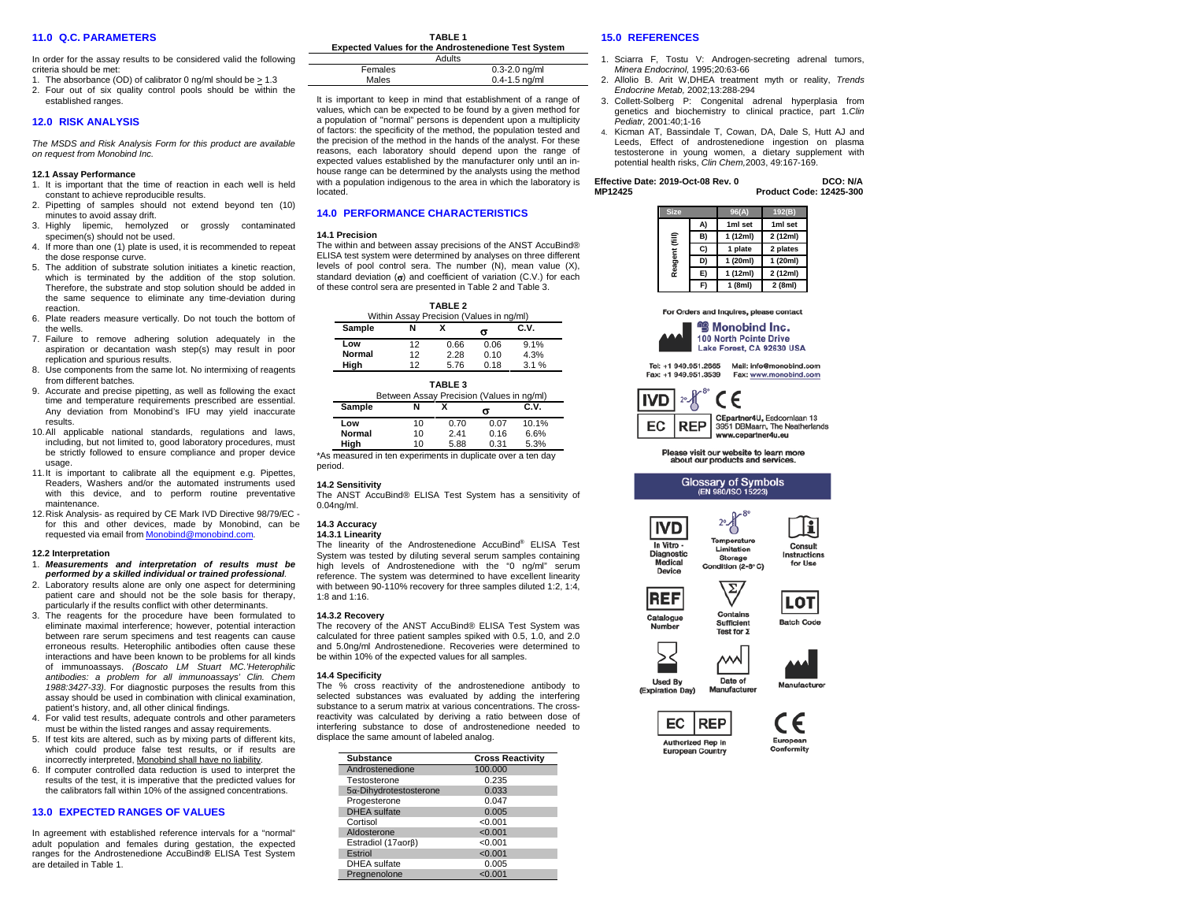## 11.0 Q.C. PARAMETERS

In order for the assay results to be considered valid the following criteria should be met:

1. The absorbance (OD) of calibrator 0 ng/ml should be > 1.3
2. Four out of six quality control pools should be within the established ranges.

## 12.0 RISK ANALYSIS

*The MSDS and Risk Analysis Form for this product are available on request from Monobind Inc.*

### 12.1 Assay Performance

1. It is important that the time of reaction in each well is held constant to achieve reproducible results.
2. Pipetting of samples should not extend beyond ten (10) minutes to avoid assay drift.
3. Highly lipemic, hemolyzed or grossly contaminated specimen(s) should not be used.
4. If more than one (1) plate is used, it is recommended to repeat the dose response curve.
5. The addition of substrate solution initiates a kinetic reaction, which is terminated by the addition of the stop solution. Therefore, the substrate and stop solution should be added in the same sequence to eliminate any time-deviation during reaction.
6. Plate readers measure vertically. Do not touch the bottom of the wells.
7. Failure to remove adhering solution adequately in the aspiration or decantation wash step(s) may result in poor replication and spurious results.
8. Use components from the same lot. No intermixing of reagents from different batches.
9. Accurate and precise pipetting, as well as following the exact time and temperature requirements prescribed are essential. Any deviation from Monobind's IFU may yield inaccurate results.
10. All applicable national standards, regulations and laws, including, but not limited to, good laboratory procedures, must be strictly followed to ensure compliance and proper device usage.
11. It is important to calibrate all the equipment e.g. Pipettes, Readers, Washers and/or the automated instruments used with this device, and to perform routine preventative maintenance.
12. Risk Analysis- as required by CE Mark IVD Directive 98/79/EC - for this and other devices, made by Monobind, can be requested via email from Monobind@monobind.com.

### 12.2 Interpretation

1. ***Measurements and interpretation of results must be performed by a skilled individual or trained professional***.
2. Laboratory results alone are only one aspect for determining patient care and should not be the sole basis for therapy, particularly if the results conflict with other determinants.
3. The reagents for the procedure have been formulated to eliminate maximal interference; however, potential interaction between rare serum specimens and test reagents can cause erroneous results. Heterophilic antibodies often cause these interactions and have been known to be problems for all kinds of immunoassays. *(Boscato LM Stuart MC.'Heterophilic antibodies: a problem for all immunoassays' Clin. Chem 1988:3427-33).* For diagnostic purposes the results from this assay should be used in combination with clinical examination, patient's history, and, all other clinical findings.
4. For valid test results, adequate controls and other parameters must be within the listed ranges and assay requirements.
5. If test kits are altered, such as by mixing parts of different kits, which could produce false test results, or if results are incorrectly interpreted, Monobind shall have no liability.
6. If computer controlled data reduction is used to interpret the results of the test, it is imperative that the predicted values for the calibrators fall within 10% of the assigned concentrations.

## 13.0 EXPECTED RANGES OF VALUES

In agreement with established reference intervals for a "normal" adult population and females during gestation, the expected ranges for the Androstenedione AccuBind® ELISA Test System are detailed in Table 1.

**TABLE 1**
**Expected Values for the Androstenedione Test System**

| Adults | |
|---|---|
| Females | 0.3-2.0 ng/ml |
| Males | 0.4-1.5 ng/ml |

It is important to keep in mind that establishment of a range of values, which can be expected to be found by a given method for a population of "normal" persons is dependent upon a multiplicity of factors: the specificity of the method, the population tested and the precision of the method in the hands of the analyst. For these reasons, each laboratory should depend upon the range of expected values established by the manufacturer only until an in-house range can be determined by the analysts using the method with a population indigenous to the area in which the laboratory is located.

## 14.0 PERFORMANCE CHARACTERISTICS

### 14.1 Precision

The within and between assay precisions of the ANST AccuBind® ELISA test system were determined by analyses on three different levels of pool control sera. The number (N), mean value (X), standard deviation ($\sigma$) and coefficient of variation (C.V.) for each of these control sera are presented in Table 2 and Table 3.

**TABLE 2**
Within Assay Precision (Values in ng/ml)

| Sample | N | X | $\sigma$ | C.V. |
|---|---|---|---|---|
| **Low** | 12 | 0.66 | 0.06 | 9.1% |
| **Normal** | 12 | 2.28 | 0.10 | 4.3% |
| **High** | 12 | 5.76 | 0.18 | 3.1 % |

**TABLE 3**
Between Assay Precision (Values in ng/ml)

| Sample | N | X | $\sigma$ | C.V. |
|---|---|---|---|---|
| **Low** | 10 | 0.70 | 0.07 | 10.1% |
| **Normal** | 10 | 2.41 | 0.16 | 6.6% |
| **High** | 10 | 5.88 | 0.31 | 5.3% |

*As measured in ten experiments in duplicate over a ten day period.

### 14.2 Sensitivity

The ANST AccuBind® ELISA Test System has a sensitivity of 0.04ng/ml.

### 14.3 Accuracy

#### 14.3.1 Linearity

The linearity of the Androstenedione AccuBind® ELISA Test System was tested by diluting several serum samples containing high levels of Androstenedione with the "0 ng/ml" serum reference. The system was determined to have excellent linearity with between 90-110% recovery for three samples diluted 1:2, 1:4, 1:8 and 1:16.

#### 14.3.2 Recovery

The recovery of the ANST AccuBind® ELISA Test System was calculated for three patient samples spiked with 0.5, 1.0, and 2.0 and 5.0ng/ml Androstenedione. Recoveries were determined to be within 10% of the expected values for all samples.

### 14.4 Specificity

The % cross reactivity of the androstenedione antibody to selected substances was evaluated by adding the interfering substance to a serum matrix at various concentrations. The cross-reactivity was calculated by deriving a ratio between dose of interfering substance to dose of androstenedione needed to displace the same amount of labeled analog.

| Substance | Cross Reactivity |
|---|---|
| Androstenedione | 100.000 |
| Testosterone | 0.235 |
| 5α-Dihydrotestosterone | 0.033 |
| Progesterone | 0.047 |
| DHEA sulfate | 0.005 |
| Cortisol | <0.001 |
| Aldosterone | <0.001 |
| Estradiol (17αorβ) | <0.001 |
| Estriol | <0.001 |
| DHEA sulfate | 0.005 |
| Pregnenolone | <0.001 |

## 15.0 REFERENCES

1. Sciarra F, Tostu V: Androgen-secreting adrenal tumors, *Minera Endocrinol*, 1995;20:63-66
2. Allolio B. Arit W,DHEA treatment myth or reality, *Trends Endocrine Metab*, 2002;13:288-294
3. Collett-Solberg P: Congenital adrenal hyperplasia from genetics and biochemistry to clinical practice, part 1.*Clin Pediatr*, 2001:40;1-16
4. Kicman AT, Bassindale T, Cowan, DA, Dale S, Hutt AJ and Leeds, Effect of androstenedione ingestion on plasma testosterone in young women, a dietary supplement with potential health risks, *Clin Chem*,2003, 49:167-169.

**Effective Date: 2019-Oct-08 Rev. 0** **DCO: N/A**
**MP12425** **Product Code: 12425-300**

| Size | | 96(A) | 192(B) |
|---|---|---|---|
| Reagent (fill) | A) | 1ml set | 1ml set |
| | B) | 1 (12ml) | 2 (12ml) |
| | C) | 1 plate | 2 plates |
| | D) | 1 (20ml) | 1 (20ml) |
| | E) | 1 (12ml) | 2 (12ml) |
| | F) | 1 (8ml) | 2 (8ml) |

For Orders and Inquires, please contact

**Monobind Inc.**
100 North Pointe Drive
Lake Forest, CA 92630 USA

Tel: +1 949.951.2665 Mail: info@monobind.com
Fax: +1 949.951.3539 Fax: www.monobind.com

IVD 2°-8° CE

EC REP CEpartner4U, Esdoornlaan 13 3951 DBMaarn, The Neatherlands www.cepartner4u.eu

Please visit our website to learn more about our products and services.

**Glossary of Symbols**
(EN 980/ISO 15223)

IVD — In Vitro - Diagnostic Medical Device

Temperature Limitation Storage Condition (2-8° C)

Consult Instructions for Use

REF — Catalogue Number

Σ — Contains Sufficient Test for Σ

LOT — Batch Code

Used By (Expiration Day)

Date of Manufacture

Manufacturer

EC REP — Authorized Rep in European Country

CE — European Conformity